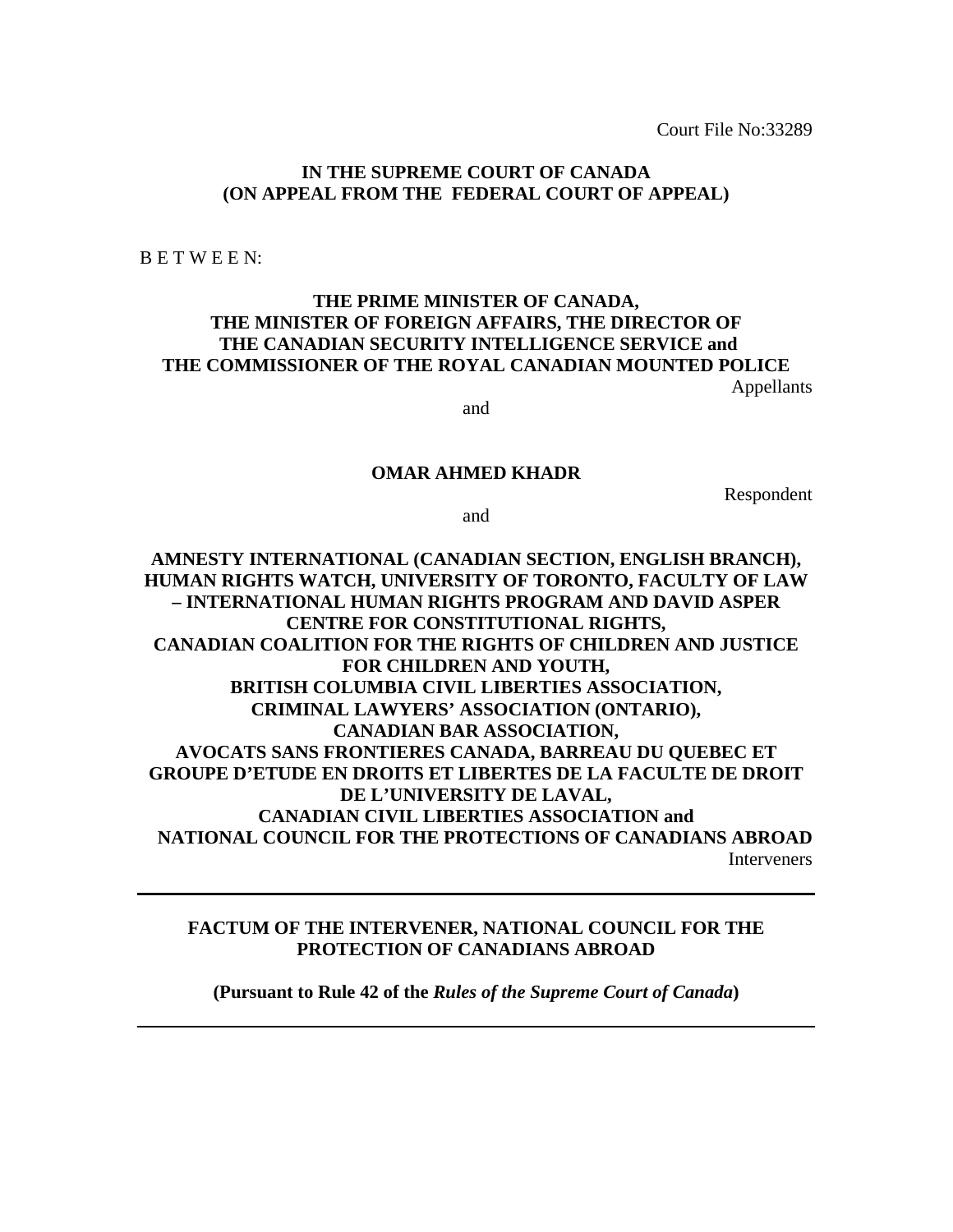Court File No:33289

**IN THE SUPREME COURT OF CANADA**
**(ON APPEAL FROM THE FEDERAL COURT OF APPEAL)**

B E T W E E N:

**THE PRIME MINISTER OF CANADA,**
**THE MINISTER OF FOREIGN AFFAIRS, THE DIRECTOR OF THE CANADIAN SECURITY INTELLIGENCE SERVICE and THE COMMISSIONER OF THE ROYAL CANADIAN MOUNTED POLICE**

Appellants

and

**OMAR AHMED KHADR**

Respondent

and

**AMNESTY INTERNATIONAL (CANADIAN SECTION, ENGLISH BRANCH), HUMAN RIGHTS WATCH, UNIVERSITY OF TORONTO, FACULTY OF LAW – INTERNATIONAL HUMAN RIGHTS PROGRAM AND DAVID ASPER CENTRE FOR CONSTITUTIONAL RIGHTS,**
**CANADIAN COALITION FOR THE RIGHTS OF CHILDREN AND JUSTICE FOR CHILDREN AND YOUTH,**
**BRITISH COLUMBIA CIVIL LIBERTIES ASSOCIATION,**
**CRIMINAL LAWYERS' ASSOCIATION (ONTARIO),**
**CANADIAN BAR ASSOCIATION,**
**AVOCATS SANS FRONTIERES CANADA, BARREAU DU QUEBEC ET GROUPE D'ETUDE EN DROITS ET LIBERTES DE LA FACULTE DE DROIT DE L'UNIVERSITY DE LAVAL,**
**CANADIAN CIVIL LIBERTIES ASSOCIATION and**
**NATIONAL COUNCIL FOR THE PROTECTIONS OF CANADIANS ABROAD**

Interveners

---

**FACTUM OF THE INTERVENER, NATIONAL COUNCIL FOR THE PROTECTION OF CANADIANS ABROAD**

**(Pursuant to Rule 42 of the *Rules of the Supreme Court of Canada*)**

---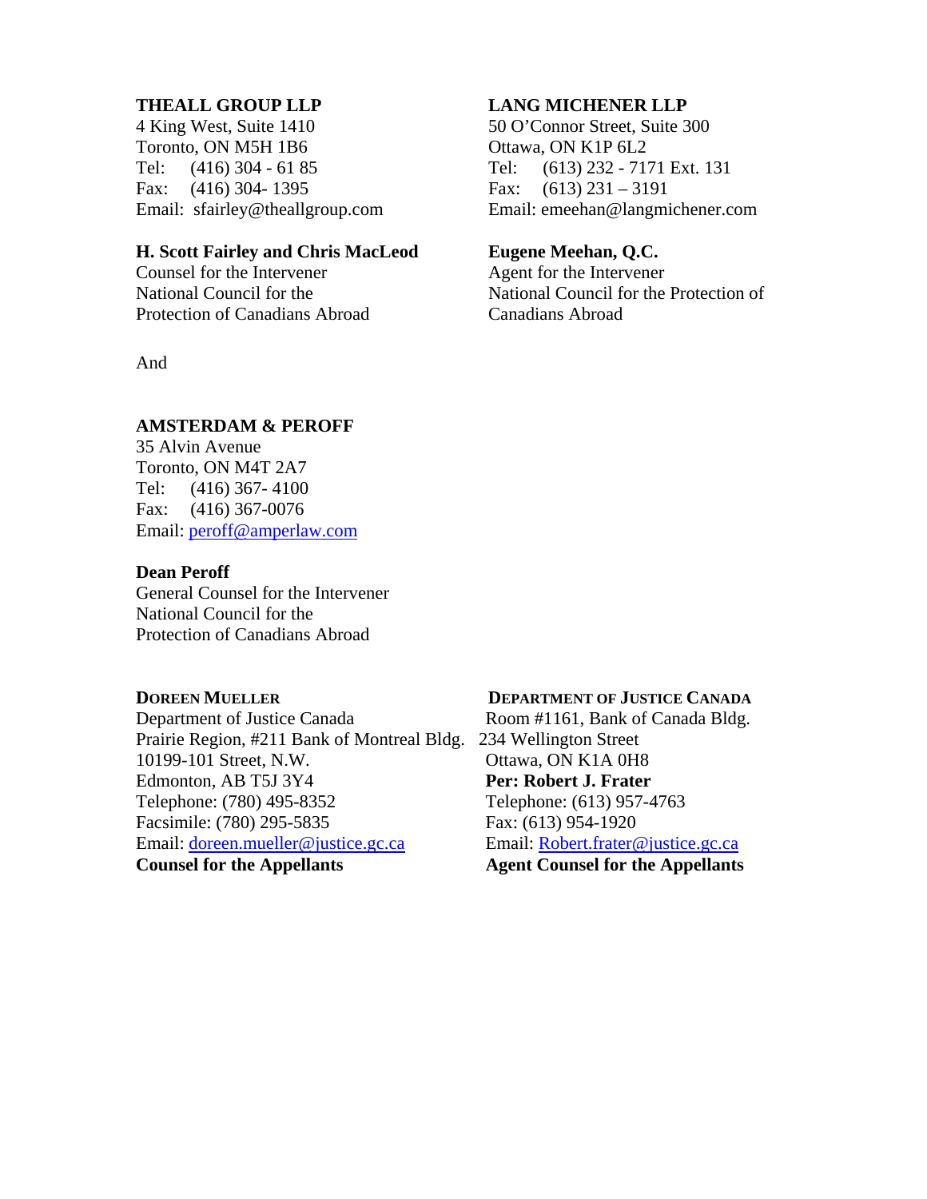**THEALL GROUP LLP**
4 King West, Suite 1410
Toronto, ON M5H 1B6
Tel: (416) 304 - 61 85
Fax: (416) 304- 1395
Email: sfairley@theallgroup.com

**H. Scott Fairley and Chris MacLeod**
Counsel for the Intervener
National Council for the
Protection of Canadians Abroad

**LANG MICHENER LLP**
50 O'Connor Street, Suite 300
Ottawa, ON K1P 6L2
Tel: (613) 232 - 7171 Ext. 131
Fax: (613) 231 – 3191
Email: emeehan@langmichener.com

**Eugene Meehan, Q.C.**
Agent for the Intervener
National Council for the Protection of
Canadians Abroad

And

**AMSTERDAM & PEROFF**
35 Alvin Avenue
Toronto, ON M4T 2A7
Tel: (416) 367- 4100
Fax: (416) 367-0076
Email: peroff@amperlaw.com

**Dean Peroff**
General Counsel for the Intervener
National Council for the
Protection of Canadians Abroad

**DOREEN MUELLER**
Department of Justice Canada
Prairie Region, #211 Bank of Montreal Bldg.
10199-101 Street, N.W.
Edmonton, AB T5J 3Y4
Telephone: (780) 495-8352
Facsimile: (780) 295-5835
Email: doreen.mueller@justice.gc.ca
**Counsel for the Appellants**

**DEPARTMENT OF JUSTICE CANADA**
Room #1161, Bank of Canada Bldg.
234 Wellington Street
Ottawa, ON K1A 0H8
**Per: Robert J. Frater**
Telephone: (613) 957-4763
Fax: (613) 954-1920
Email: Robert.frater@justice.gc.ca
**Agent Counsel for the Appellants**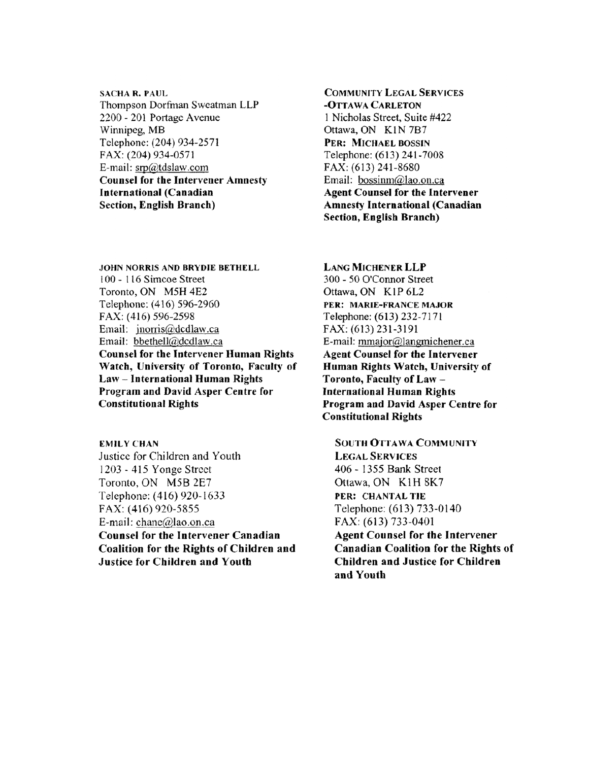SACHA R. PAUL
Thompson Dorfman Sweatman LLP
2200 - 201 Portage Avenue
Winnipeg, MB
Telephone: (204) 934-2571
FAX: (204) 934-0571
E-mail: srp@tdslaw.com
**Counsel for the Intervener Amnesty International (Canadian Section, English Branch)**

COMMUNITY LEGAL SERVICES -OTTAWA CARLETON
1 Nicholas Street, Suite #422
Ottawa, ON K1N 7B7
**PER: MICHAEL BOSSIN**
Telephone: (613) 241-7008
FAX: (613) 241-8680
Email: bossinm@lao.on.ca
**Agent Counsel for the Intervener Amnesty International (Canadian Section, English Branch)**

JOHN NORRIS AND BRYDIE BETHELL
100 - 116 Simcoe Street
Toronto, ON M5H 4E2
Telephone: (416) 596-2960
FAX: (416) 596-2598
Email: jnorris@dcdlaw.ca
Email: bbethell@dcdlaw.ca
**Counsel for the Intervener Human Rights Watch, University of Toronto, Faculty of Law – International Human Rights Program and David Asper Centre for Constitutional Rights**

LANG MICHENER LLP
300 - 50 O'Connor Street
Ottawa, ON K1P 6L2
**PER: MARIE-FRANCE MAJOR**
Telephone: (613) 232-7171
FAX: (613) 231-3191
E-mail: mmajor@langmichener.ca
**Agent Counsel for the Intervener Human Rights Watch, University of Toronto, Faculty of Law – International Human Rights Program and David Asper Centre for Constitutional Rights**

EMILY CHAN
Justice for Children and Youth
1203 - 415 Yonge Street
Toronto, ON M5B 2E7
Telephone: (416) 920-1633
FAX: (416) 920-5855
E-mail: chane@lao.on.ca
**Counsel for the Intervener Canadian Coalition for the Rights of Children and Justice for Children and Youth**

SOUTH OTTAWA COMMUNITY LEGAL SERVICES
406 - 1355 Bank Street
Ottawa, ON K1H 8K7
**PER: CHANTAL TIE**
Telephone: (613) 733-0140
FAX: (613) 733-0401
**Agent Counsel for the Intervener Canadian Coalition for the Rights of Children and Justice for Children and Youth**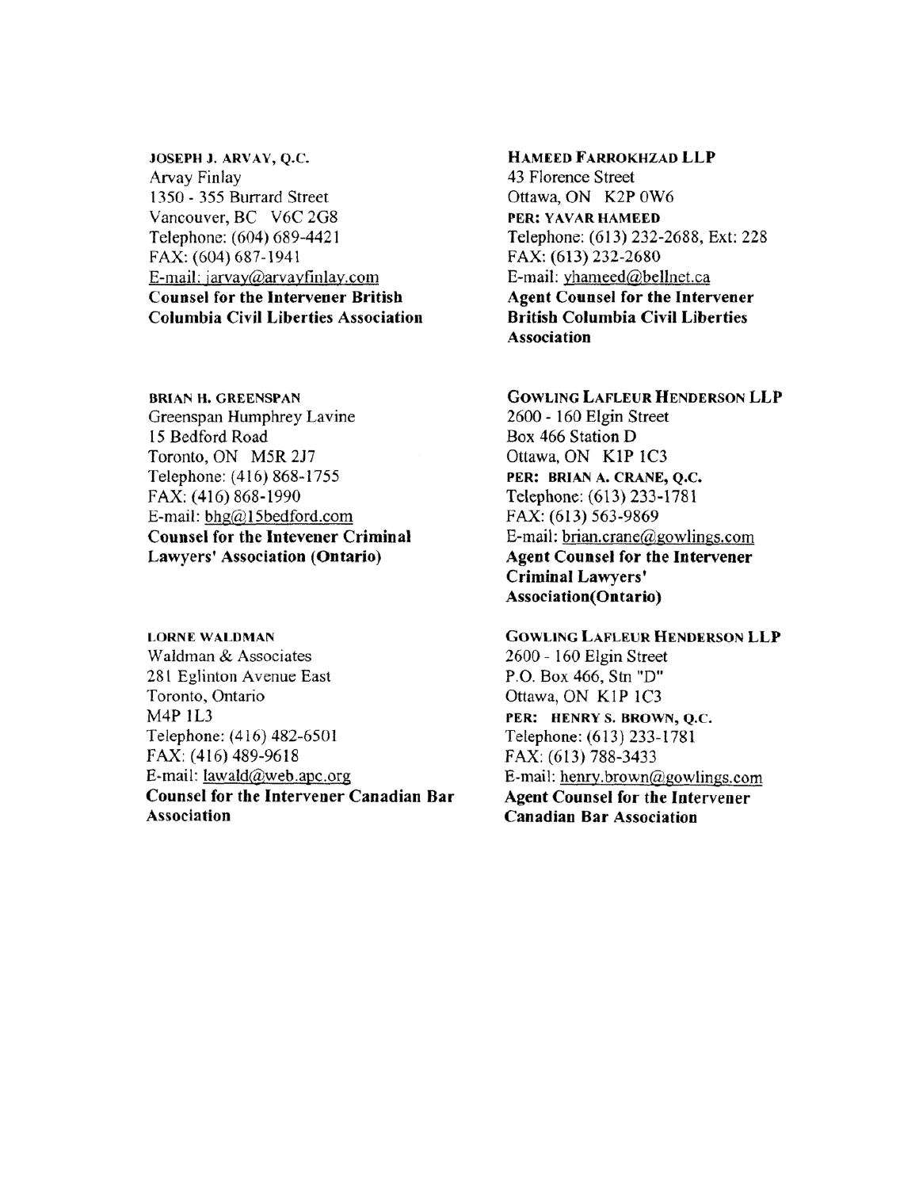JOSEPH J. ARVAY, Q.C.
Arvay Finlay
1350 - 355 Burrard Street
Vancouver, BC V6C 2G8
Telephone: (604) 689-4421
FAX: (604) 687-1941
E-mail: jarvay@arvayfinlay.com
**Counsel for the Intervener British Columbia Civil Liberties Association**

HAMEED FARROKHZAD LLP
43 Florence Street
Ottawa, ON K2P 0W6
PER: YAVAR HAMEED
Telephone: (613) 232-2688, Ext: 228
FAX: (613) 232-2680
E-mail: yhameed@bellnet.ca
**Agent Counsel for the Intervener British Columbia Civil Liberties Association**

BRIAN H. GREENSPAN
Greenspan Humphrey Lavine
15 Bedford Road
Toronto, ON M5R 2J7
Telephone: (416) 868-1755
FAX: (416) 868-1990
E-mail: bhg@15bedford.com
**Counsel for the Intevener Criminal Lawyers' Association (Ontario)**

GOWLING LAFLEUR HENDERSON LLP
2600 - 160 Elgin Street
Box 466 Station D
Ottawa, ON K1P 1C3
PER: BRIAN A. CRANE, Q.C.
Telephone: (613) 233-1781
FAX: (613) 563-9869
E-mail: brian.crane@gowlings.com
**Agent Counsel for the Intervener Criminal Lawyers' Association(Ontario)**

LORNE WALDMAN
Waldman & Associates
281 Eglinton Avenue East
Toronto, Ontario
M4P 1L3
Telephone: (416) 482-6501
FAX: (416) 489-9618
E-mail: lawald@web.apc.org
**Counsel for the Intervener Canadian Bar Association**

GOWLING LAFLEUR HENDERSON LLP
2600 - 160 Elgin Street
P.O. Box 466, Stn "D"
Ottawa, ON K1P 1C3
PER: HENRY S. BROWN, Q.C.
Telephone: (613) 233-1781
FAX: (613) 788-3433
E-mail: henry.brown@gowlings.com
**Agent Counsel for the Intervener Canadian Bar Association**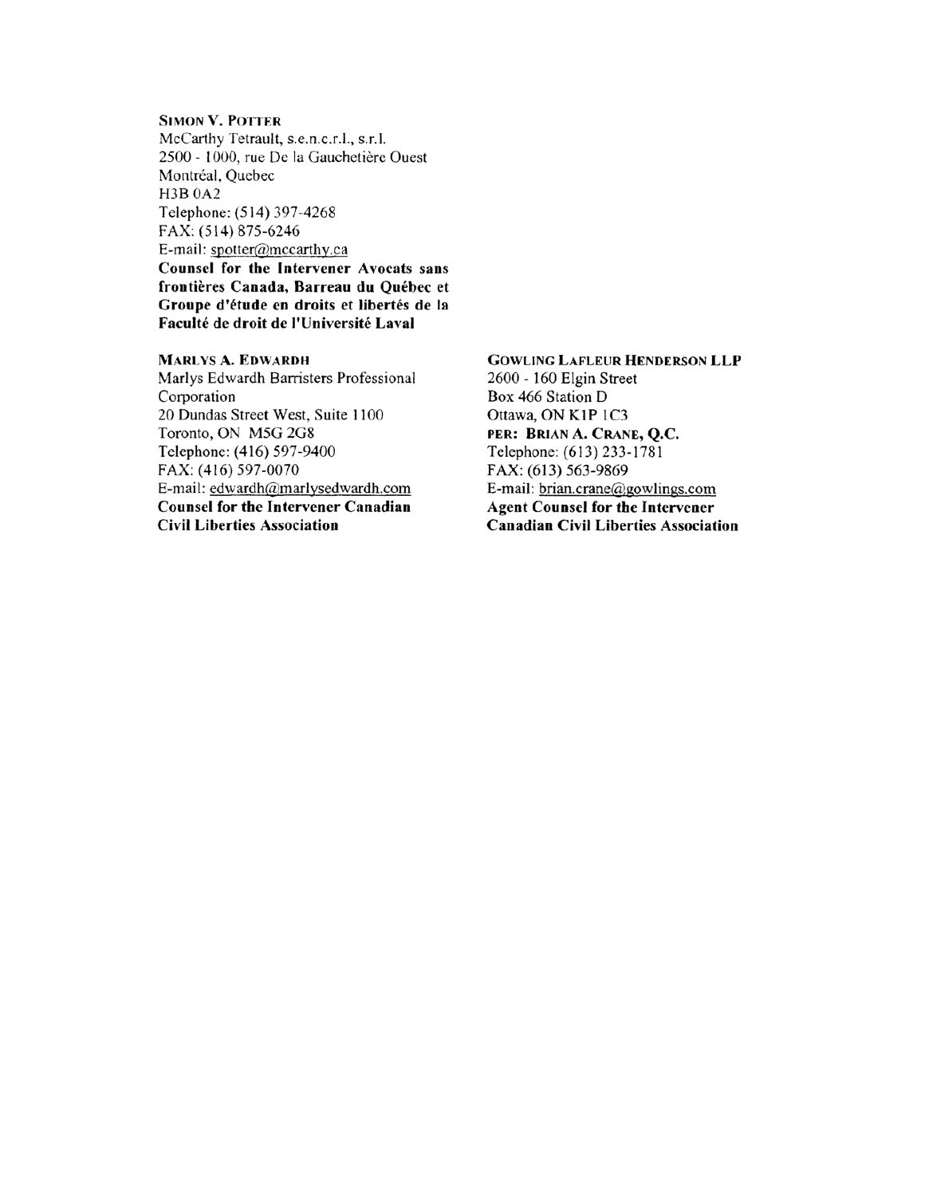**SIMON V. POTTER**
McCarthy Tetrault, s.e.n.c.r.l., s.r.l.
2500 - 1000, rue De la Gauchetière Ouest
Montréal, Quebec
H3B 0A2
Telephone: (514) 397-4268
FAX: (514) 875-6246
E-mail: spotter@mccarthy.ca
**Counsel for the Intervener Avocats sans frontières Canada, Barreau du Québec et Groupe d'étude en droits et libertés de la Faculté de droit de l'Université Laval**

**MARLYS A. EDWARDH**
Marlys Edwardh Barristers Professional Corporation
20 Dundas Street West, Suite 1100
Toronto, ON M5G 2G8
Telephone: (416) 597-9400
FAX: (416) 597-0070
E-mail: edwardh@marlysedwardh.com
**Counsel for the Intervener Canadian Civil Liberties Association**

**GOWLING LAFLEUR HENDERSON LLP**
2600 - 160 Elgin Street
Box 466 Station D
Ottawa, ON K1P 1C3
**PER: BRIAN A. CRANE, Q.C.**
Telephone: (613) 233-1781
FAX: (613) 563-9869
E-mail: brian.crane@gowlings.com
**Agent Counsel for the Intervener Canadian Civil Liberties Association**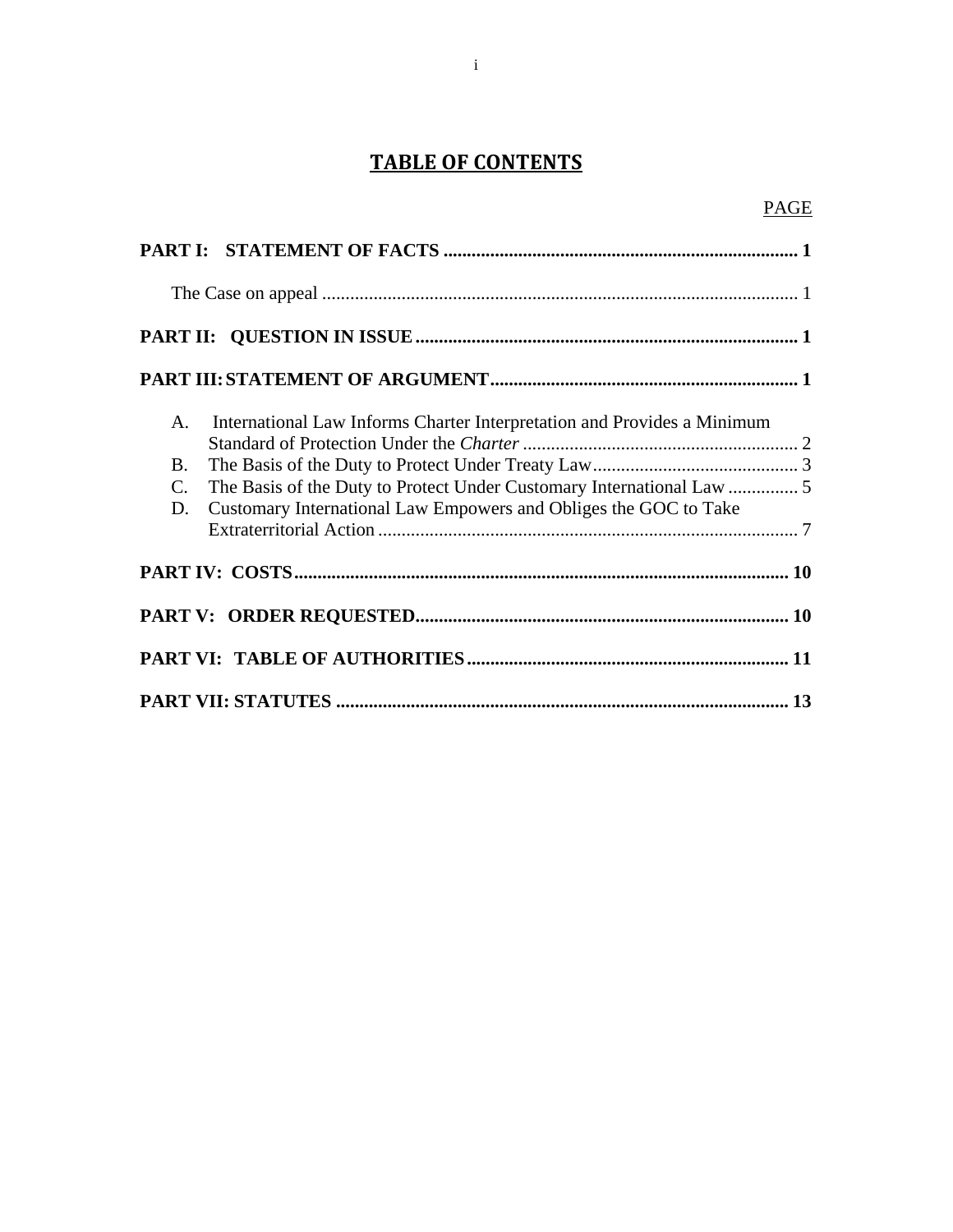# TABLE OF CONTENTS

| | PAGE |
|---|---|
| **PART I: STATEMENT OF FACTS** | **1** |
| The Case on appeal | 1 |
| **PART II: QUESTION IN ISSUE** | **1** |
| **PART III: STATEMENT OF ARGUMENT** | **1** |
| A. International Law Informs Charter Interpretation and Provides a Minimum Standard of Protection Under the *Charter* | 2 |
| B. The Basis of the Duty to Protect Under Treaty Law | 3 |
| C. The Basis of the Duty to Protect Under Customary International Law | 5 |
| D. Customary International Law Empowers and Obliges the GOC to Take Extraterritorial Action | 7 |
| **PART IV: COSTS** | **10** |
| **PART V: ORDER REQUESTED** | **10** |
| **PART VI: TABLE OF AUTHORITIES** | **11** |
| **PART VII: STATUTES** | **13** |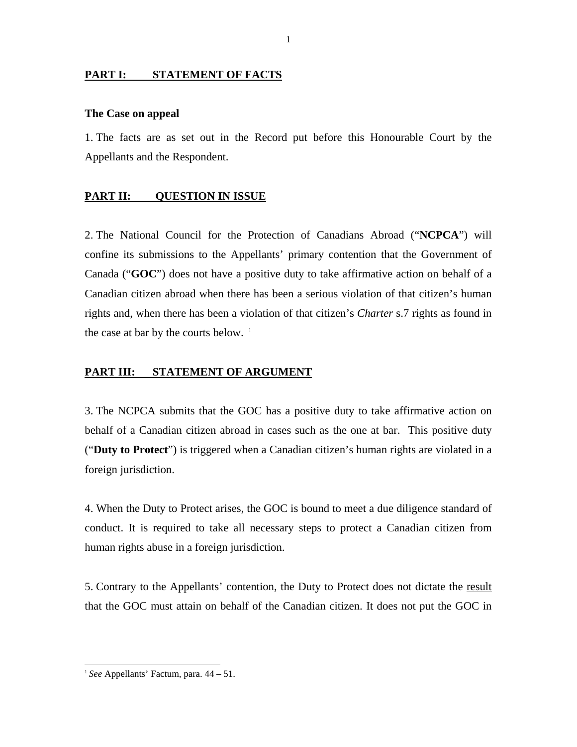**PART I: STATEMENT OF FACTS**

**The Case on appeal**

1. The facts are as set out in the Record put before this Honourable Court by the Appellants and the Respondent.

**PART II: QUESTION IN ISSUE**

2. The National Council for the Protection of Canadians Abroad ("**NCPCA**") will confine its submissions to the Appellants' primary contention that the Government of Canada ("**GOC**") does not have a positive duty to take affirmative action on behalf of a Canadian citizen abroad when there has been a serious violation of that citizen's human rights and, when there has been a violation of that citizen's *Charter* s.7 rights as found in the case at bar by the courts below. [1]

**PART III: STATEMENT OF ARGUMENT**

3. The NCPCA submits that the GOC has a positive duty to take affirmative action on behalf of a Canadian citizen abroad in cases such as the one at bar. This positive duty ("**Duty to Protect**") is triggered when a Canadian citizen's human rights are violated in a foreign jurisdiction.

4. When the Duty to Protect arises, the GOC is bound to meet a due diligence standard of conduct. It is required to take all necessary steps to protect a Canadian citizen from human rights abuse in a foreign jurisdiction.

5. Contrary to the Appellants' contention, the Duty to Protect does not dictate the result that the GOC must attain on behalf of the Canadian citizen. It does not put the GOC in

---

[1] *See* Appellants' Factum, para. 44 – 51.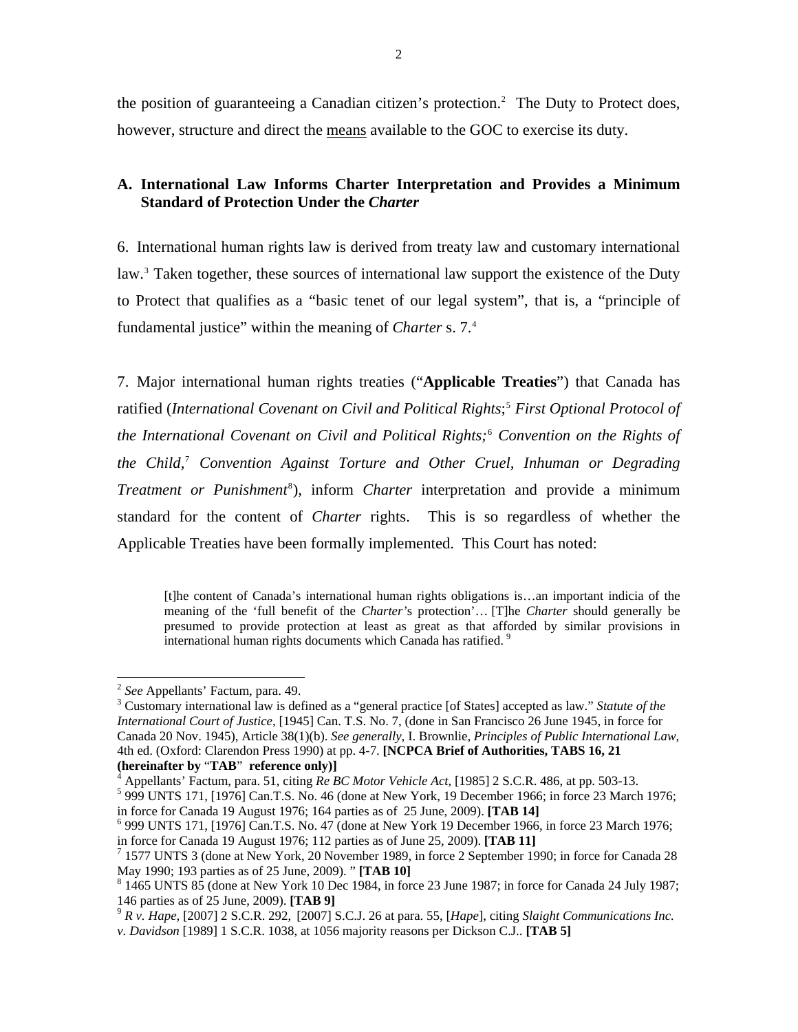the position of guaranteeing a Canadian citizen's protection.[2] The Duty to Protect does, however, structure and direct the means available to the GOC to exercise its duty.

## A. International Law Informs Charter Interpretation and Provides a Minimum Standard of Protection Under the *Charter*

6. International human rights law is derived from treaty law and customary international law.[3] Taken together, these sources of international law support the existence of the Duty to Protect that qualifies as a "basic tenet of our legal system", that is, a "principle of fundamental justice" within the meaning of *Charter* s. 7.[4]

7. Major international human rights treaties ("**Applicable Treaties**") that Canada has ratified (*International Covenant on Civil and Political Rights*;[5] *First Optional Protocol of the International Covenant on Civil and Political Rights;*[6] *Convention on the Rights of the Child*,[7] *Convention Against Torture and Other Cruel, Inhuman or Degrading Treatment or Punishment*[8]), inform *Charter* interpretation and provide a minimum standard for the content of *Charter* rights. This is so regardless of whether the Applicable Treaties have been formally implemented. This Court has noted:

> [t]he content of Canada's international human rights obligations is…an important indicia of the meaning of the 'full benefit of the *Charter*'s protection'… [T]he *Charter* should generally be presumed to provide protection at least as great as that afforded by similar provisions in international human rights documents which Canada has ratified. [9]

---

[2] *See* Appellants' Factum, para. 49.

[3] Customary international law is defined as a "general practice [of States] accepted as law." *Statute of the International Court of Justice*, [1945] Can. T.S. No. 7, (done in San Francisco 26 June 1945, in force for Canada 20 Nov. 1945), Article 38(1)(b). *See generally*, I. Brownlie, *Principles of Public International Law*, 4th ed. (Oxford: Clarendon Press 1990) at pp. 4-7. **[NCPCA Brief of Authorities, TABS 16, 21 (hereinafter by "TAB" reference only)]**

[4] Appellants' Factum, para. 51, citing *Re BC Motor Vehicle Act*, [1985] 2 S.C.R. 486, at pp. 503-13.

[5] 999 UNTS 171, [1976] Can.T.S. No. 46 (done at New York, 19 December 1966; in force 23 March 1976; in force for Canada 19 August 1976; 164 parties as of 25 June, 2009). **[TAB 14]**

[6] 999 UNTS 171, [1976] Can.T.S. No. 47 (done at New York 19 December 1966, in force 23 March 1976; in force for Canada 19 August 1976; 112 parties as of June 25, 2009). **[TAB 11]**

[7] 1577 UNTS 3 (done at New York, 20 November 1989, in force 2 September 1990; in force for Canada 28 May 1990; 193 parties as of 25 June, 2009). " **[TAB 10]**

[8] 1465 UNTS 85 (done at New York 10 Dec 1984, in force 23 June 1987; in force for Canada 24 July 1987; 146 parties as of 25 June, 2009). **[TAB 9]**

[9] *R v. Hape,* [2007] 2 S.C.R. 292, [2007] S.C.J. 26 at para. 55, [*Hape*], citing *Slaight Communications Inc. v. Davidson* [1989] 1 S.C.R. 1038, at 1056 majority reasons per Dickson C.J.. **[TAB 5]**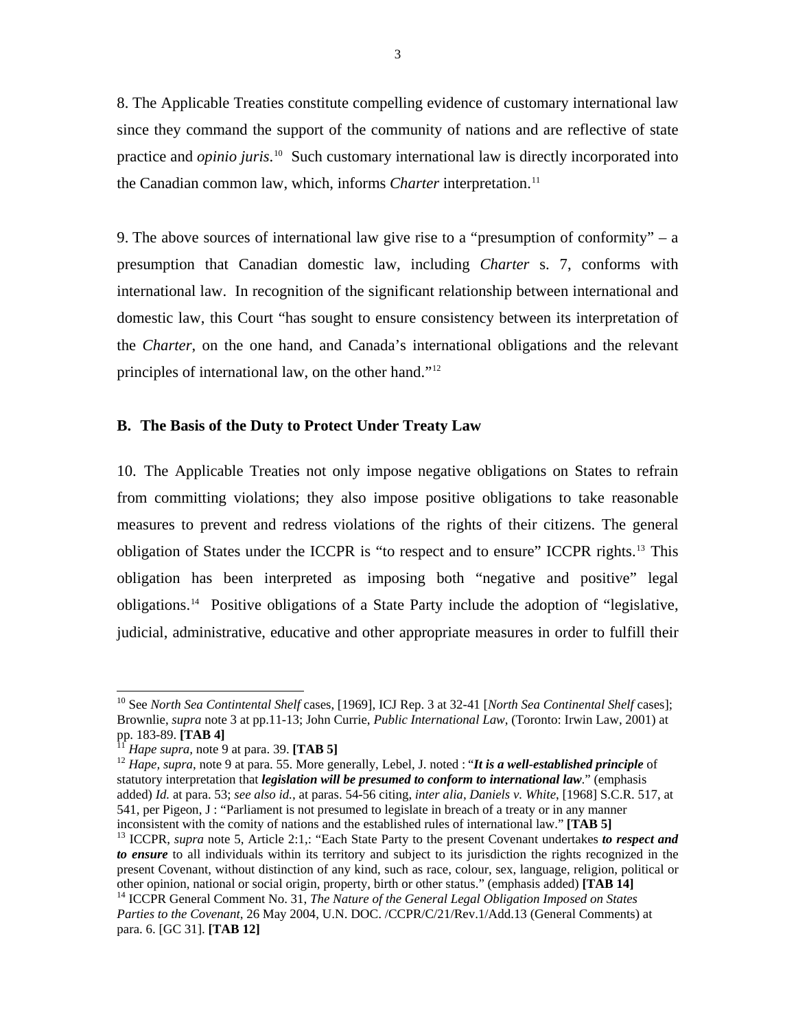8. The Applicable Treaties constitute compelling evidence of customary international law since they command the support of the community of nations and are reflective of state practice and *opinio juris*.[10] Such customary international law is directly incorporated into the Canadian common law, which, informs *Charter* interpretation.[11]

9. The above sources of international law give rise to a "presumption of conformity" – a presumption that Canadian domestic law, including *Charter* s. 7, conforms with international law. In recognition of the significant relationship between international and domestic law, this Court "has sought to ensure consistency between its interpretation of the *Charter*, on the one hand, and Canada's international obligations and the relevant principles of international law, on the other hand."[12]

**B. The Basis of the Duty to Protect Under Treaty Law**

10. The Applicable Treaties not only impose negative obligations on States to refrain from committing violations; they also impose positive obligations to take reasonable measures to prevent and redress violations of the rights of their citizens. The general obligation of States under the ICCPR is "to respect and to ensure" ICCPR rights.[13] This obligation has been interpreted as imposing both "negative and positive" legal obligations.[14] Positive obligations of a State Party include the adoption of "legislative, judicial, administrative, educative and other appropriate measures in order to fulfill their

---

[10] See *North Sea Contintental Shelf* cases, [1969], ICJ Rep. 3 at 32-41 [*North Sea Continental Shelf* cases]; Brownlie, *supra* note 3 at pp.11-13; John Currie, *Public International Law*, (Toronto: Irwin Law, 2001) at pp. 183-89. **[TAB 4]**

[11] *Hape supra*, note 9 at para. 39. **[TAB 5]**

[12] *Hape, supra*, note 9 at para. 55. More generally, Lebel, J. noted : "***It is a well-established principle*** of statutory interpretation that ***legislation will be presumed to conform to international law***." (emphasis added) *Id.* at para. 53; *see also id.*, at paras. 54-56 citing, *inter alia*, *Daniels v. White*, [1968] S.C.R. 517, at 541, per Pigeon, J : "Parliament is not presumed to legislate in breach of a treaty or in any manner inconsistent with the comity of nations and the established rules of international law." **[TAB 5]**

[13] ICCPR, *supra* note 5, Article 2:1,: "Each State Party to the present Covenant undertakes ***to respect and to ensure*** to all individuals within its territory and subject to its jurisdiction the rights recognized in the present Covenant, without distinction of any kind, such as race, colour, sex, language, religion, political or other opinion, national or social origin, property, birth or other status." (emphasis added) **[TAB 14]**

[14] ICCPR General Comment No. 31, *The Nature of the General Legal Obligation Imposed on States Parties to the Covenant*, 26 May 2004, U.N. DOC. /CCPR/C/21/Rev.1/Add.13 (General Comments) at para. 6. [GC 31]. **[TAB 12]**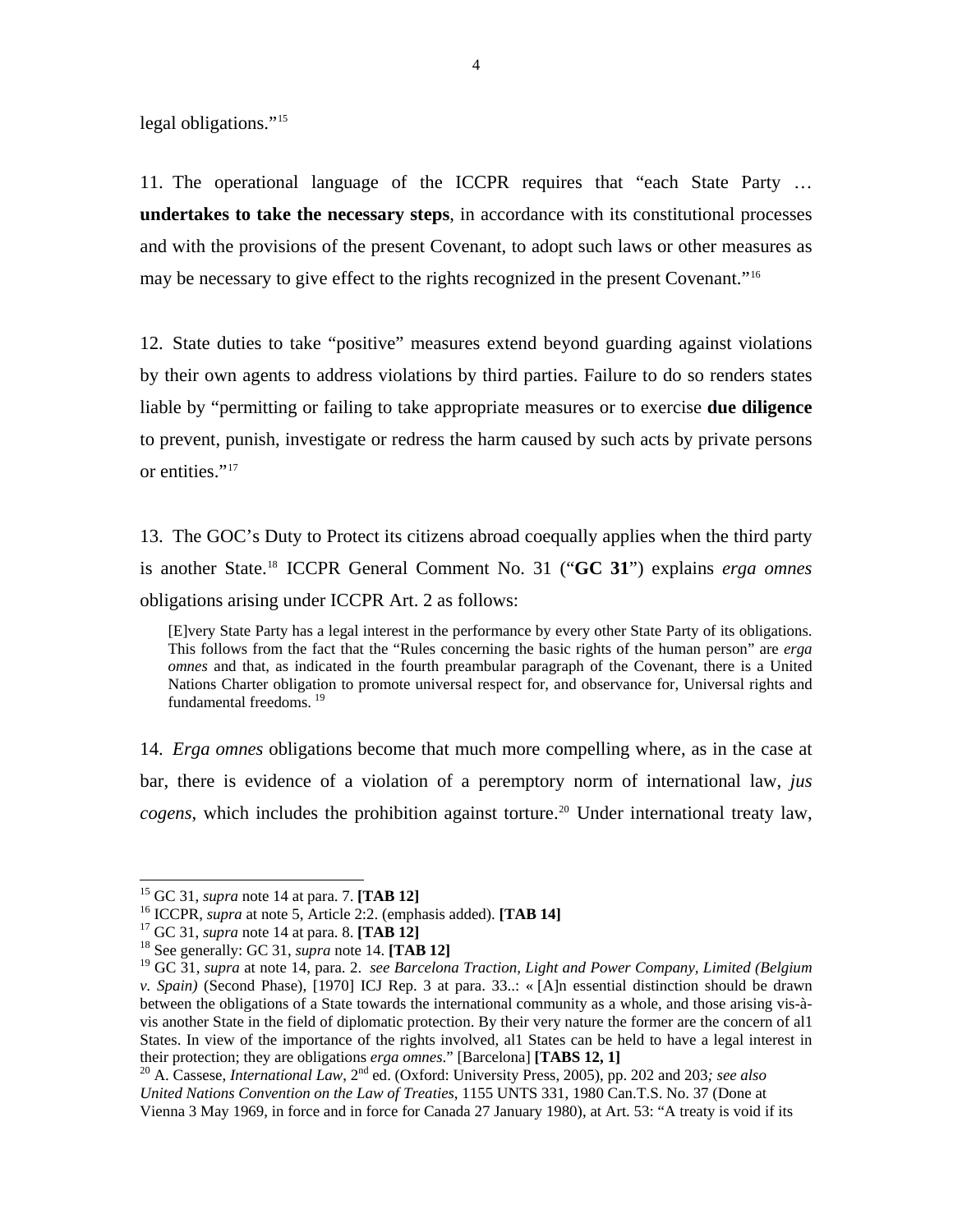legal obligations."[15]

11. The operational language of the ICCPR requires that "each State Party … **undertakes to take the necessary steps**, in accordance with its constitutional processes and with the provisions of the present Covenant, to adopt such laws or other measures as may be necessary to give effect to the rights recognized in the present Covenant."[16]

12. State duties to take "positive" measures extend beyond guarding against violations by their own agents to address violations by third parties. Failure to do so renders states liable by "permitting or failing to take appropriate measures or to exercise **due diligence** to prevent, punish, investigate or redress the harm caused by such acts by private persons or entities."[17]

13. The GOC's Duty to Protect its citizens abroad coequally applies when the third party is another State.[18] ICCPR General Comment No. 31 ("**GC 31**") explains *erga omnes* obligations arising under ICCPR Art. 2 as follows:

> [E]very State Party has a legal interest in the performance by every other State Party of its obligations. This follows from the fact that the "Rules concerning the basic rights of the human person" are *erga omnes* and that, as indicated in the fourth preambular paragraph of the Covenant, there is a United Nations Charter obligation to promote universal respect for, and observance for, Universal rights and fundamental freedoms. [19]

14. *Erga omnes* obligations become that much more compelling where, as in the case at bar, there is evidence of a violation of a peremptory norm of international law, *jus cogens*, which includes the prohibition against torture.[20] Under international treaty law,

---

[15] GC 31, *supra* note 14 at para. 7. **[TAB 12]**

[16] ICCPR, *supra* at note 5, Article 2:2. (emphasis added). **[TAB 14]**

[17] GC 31, *supra* note 14 at para. 8. **[TAB 12]**

[18] See generally: GC 31, *supra* note 14. **[TAB 12]**

[19] GC 31, *supra* at note 14, para. 2. *see Barcelona Traction, Light and Power Company, Limited (Belgium v. Spain)* (Second Phase), [1970] ICJ Rep. 3 at para. 33..: « [A]n essential distinction should be drawn between the obligations of a State towards the international community as a whole, and those arising vis-à-vis another State in the field of diplomatic protection. By their very nature the former are the concern of al1 States. In view of the importance of the rights involved, al1 States can be held to have a legal interest in their protection; they are obligations *erga omnes*." [Barcelona] **[TABS 12, 1]**

[20] A. Cassese, *International Law*, 2nd ed. (Oxford: University Press, 2005), pp. 202 and 203*; see also United Nations Convention on the Law of Treaties*, 1155 UNTS 331, 1980 Can.T.S. No. 37 (Done at Vienna 3 May 1969, in force and in force for Canada 27 January 1980), at Art. 53: "A treaty is void if its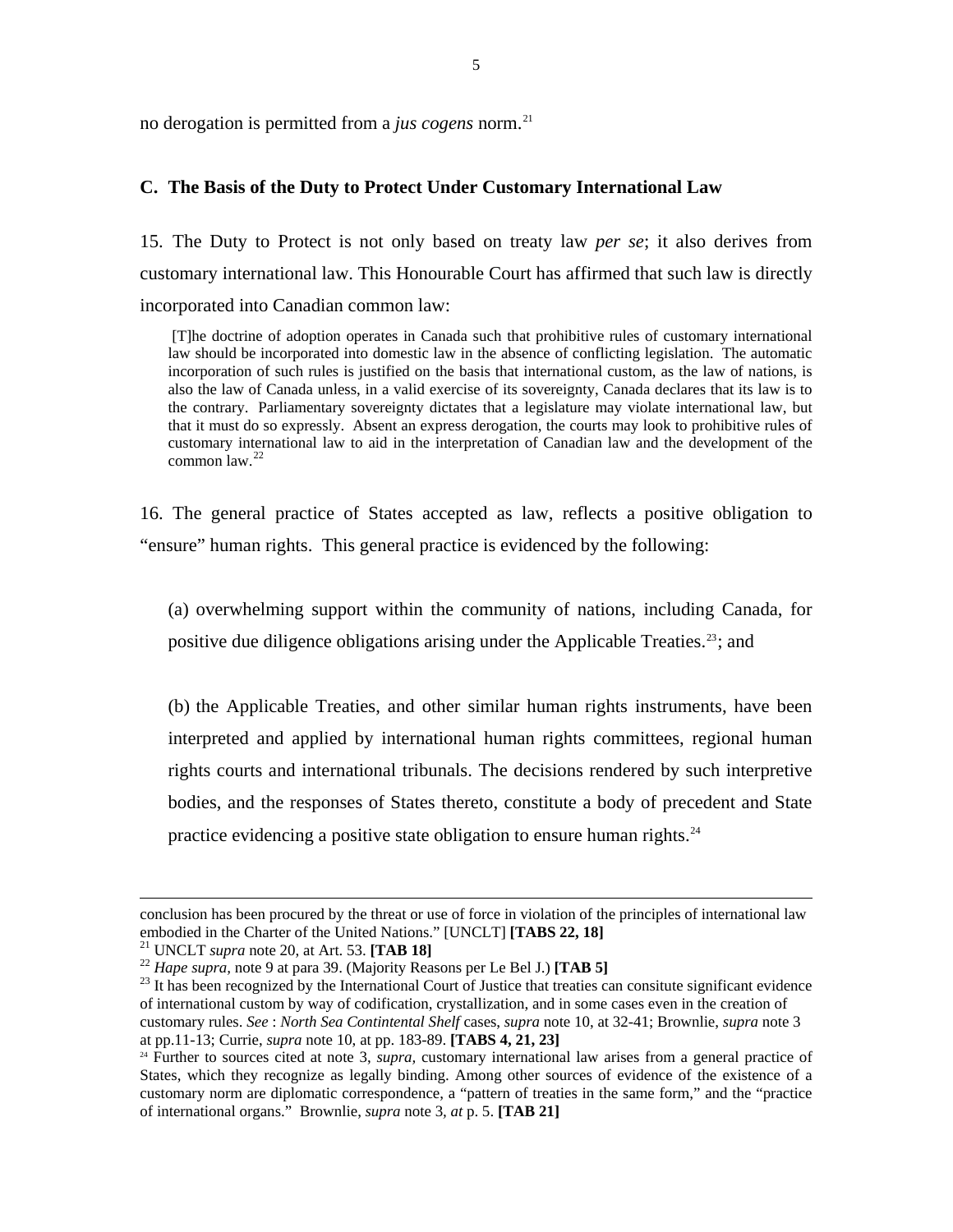no derogation is permitted from a *jus cogens* norm.[21]

### C. The Basis of the Duty to Protect Under Customary International Law

15. The Duty to Protect is not only based on treaty law *per se*; it also derives from customary international law. This Honourable Court has affirmed that such law is directly incorporated into Canadian common law:

> [T]he doctrine of adoption operates in Canada such that prohibitive rules of customary international law should be incorporated into domestic law in the absence of conflicting legislation. The automatic incorporation of such rules is justified on the basis that international custom, as the law of nations, is also the law of Canada unless, in a valid exercise of its sovereignty, Canada declares that its law is to the contrary. Parliamentary sovereignty dictates that a legislature may violate international law, but that it must do so expressly. Absent an express derogation, the courts may look to prohibitive rules of customary international law to aid in the interpretation of Canadian law and the development of the common law.[22]

16. The general practice of States accepted as law, reflects a positive obligation to "ensure" human rights. This general practice is evidenced by the following:

(a) overwhelming support within the community of nations, including Canada, for positive due diligence obligations arising under the Applicable Treaties.[23]; and

(b) the Applicable Treaties, and other similar human rights instruments, have been interpreted and applied by international human rights committees, regional human rights courts and international tribunals. The decisions rendered by such interpretive bodies, and the responses of States thereto, constitute a body of precedent and State practice evidencing a positive state obligation to ensure human rights.[24]

---

conclusion has been procured by the threat or use of force in violation of the principles of international law embodied in the Charter of the United Nations." [UNCLT] **[TABS 22, 18]**

[21] UNCLT *supra* note 20, at Art. 53. **[TAB 18]**

[22] *Hape supra*, note 9 at para 39. (Majority Reasons per Le Bel J.) **[TAB 5]**

[23] It has been recognized by the International Court of Justice that treaties can consitute significant evidence of international custom by way of codification, crystallization, and in some cases even in the creation of customary rules. *See* : *North Sea Contintental Shelf* cases, *supra* note 10, at 32-41; Brownlie, *supra* note 3 at pp.11-13; Currie, *supra* note 10, at pp. 183-89. **[TABS 4, 21, 23]**

[24] Further to sources cited at note 3, *supra*, customary international law arises from a general practice of States, which they recognize as legally binding. Among other sources of evidence of the existence of a customary norm are diplomatic correspondence, a "pattern of treaties in the same form," and the "practice of international organs." Brownlie, *supra* note 3, *at* p. 5. **[TAB 21]**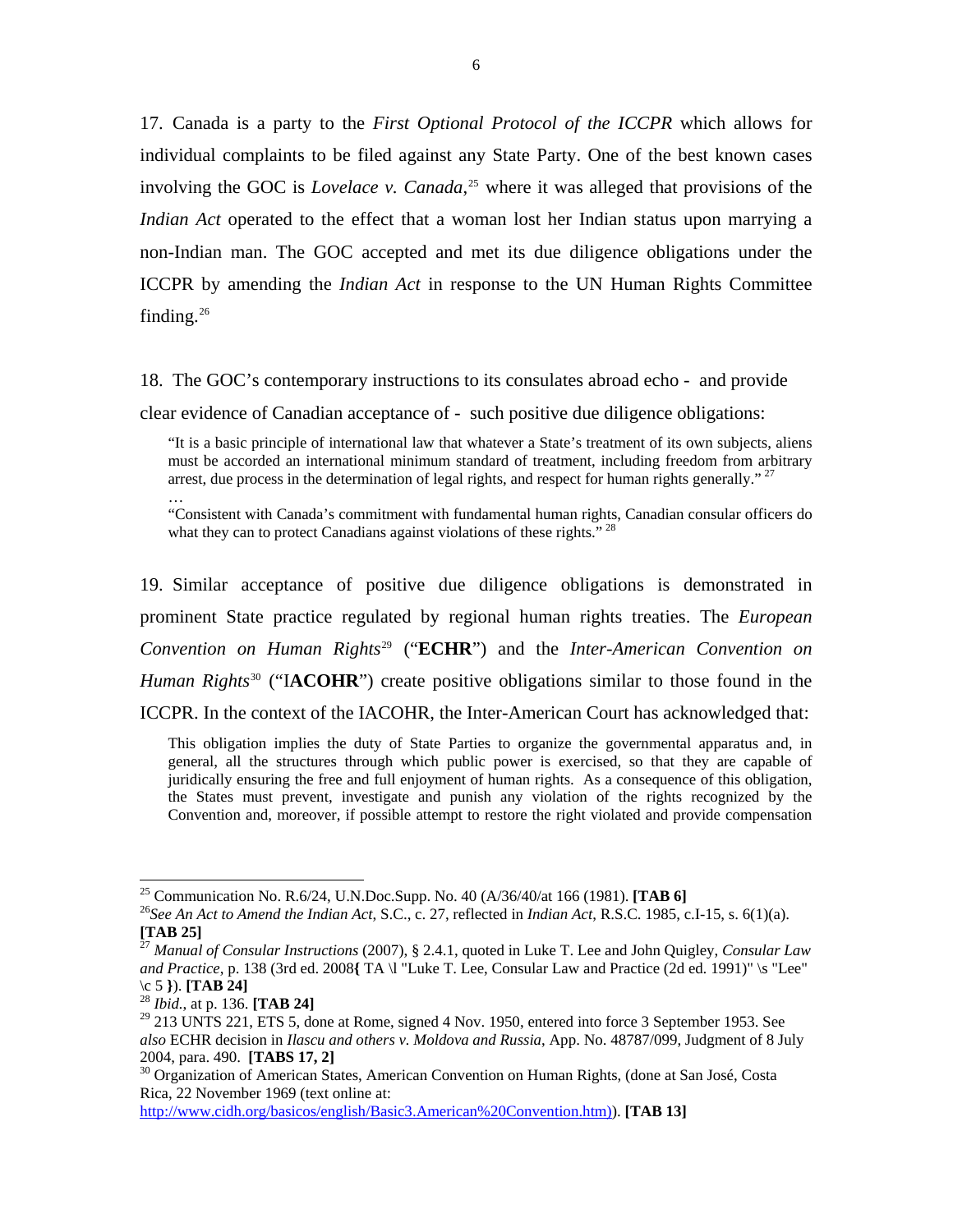17. Canada is a party to the *First Optional Protocol of the ICCPR* which allows for individual complaints to be filed against any State Party. One of the best known cases involving the GOC is *Lovelace v. Canada*,[25] where it was alleged that provisions of the *Indian Act* operated to the effect that a woman lost her Indian status upon marrying a non-Indian man. The GOC accepted and met its due diligence obligations under the ICCPR by amending the *Indian Act* in response to the UN Human Rights Committee finding.[26]

18. The GOC's contemporary instructions to its consulates abroad echo - and provide clear evidence of Canadian acceptance of - such positive due diligence obligations:

> "It is a basic principle of international law that whatever a State's treatment of its own subjects, aliens must be accorded an international minimum standard of treatment, including freedom from arbitrary arrest, due process in the determination of legal rights, and respect for human rights generally." [27]
>
> …
>
> "Consistent with Canada's commitment with fundamental human rights, Canadian consular officers do what they can to protect Canadians against violations of these rights." [28]

19. Similar acceptance of positive due diligence obligations is demonstrated in prominent State practice regulated by regional human rights treaties. The *European Convention on Human Rights*[29] ("**ECHR**") and the *Inter-American Convention on Human Rights*[30] ("I**ACOHR**") create positive obligations similar to those found in the ICCPR. In the context of the IACOHR, the Inter-American Court has acknowledged that:

> This obligation implies the duty of State Parties to organize the governmental apparatus and, in general, all the structures through which public power is exercised, so that they are capable of juridically ensuring the free and full enjoyment of human rights. As a consequence of this obligation, the States must prevent, investigate and punish any violation of the rights recognized by the Convention and, moreover, if possible attempt to restore the right violated and provide compensation

---

[25] Communication No. R.6/24, U.N.Doc.Supp. No. 40 (A/36/40/at 166 (1981). **[TAB 6]**

[26] *See An Act to Amend the Indian Act*, S.C., c. 27, reflected in *Indian Act*, R.S.C. 1985, c.I-15, s. 6(1)(a). **[TAB 25]**

[27] *Manual of Consular Instructions* (2007), § 2.4.1, quoted in Luke T. Lee and John Quigley, *Consular Law and Practice*, p. 138 (3rd ed. 2008**{** TA \l "Luke T. Lee, Consular Law and Practice (2d ed. 1991)" \s "Lee" \c 5 **}**). **[TAB 24]**

[28] *Ibid.*, at p. 136. **[TAB 24]**

[29] 213 UNTS 221, ETS 5, done at Rome, signed 4 Nov. 1950, entered into force 3 September 1953. See *also* ECHR decision in *Ilascu and others v. Moldova and Russia*, App. No. 48787/099, Judgment of 8 July 2004, para. 490. **[TABS 17, 2]**

[30] Organization of American States, American Convention on Human Rights, (done at San José, Costa Rica, 22 November 1969 (text online at: http://www.cidh.org/basicos/english/Basic3.American%20Convention.htm)). **[TAB 13]**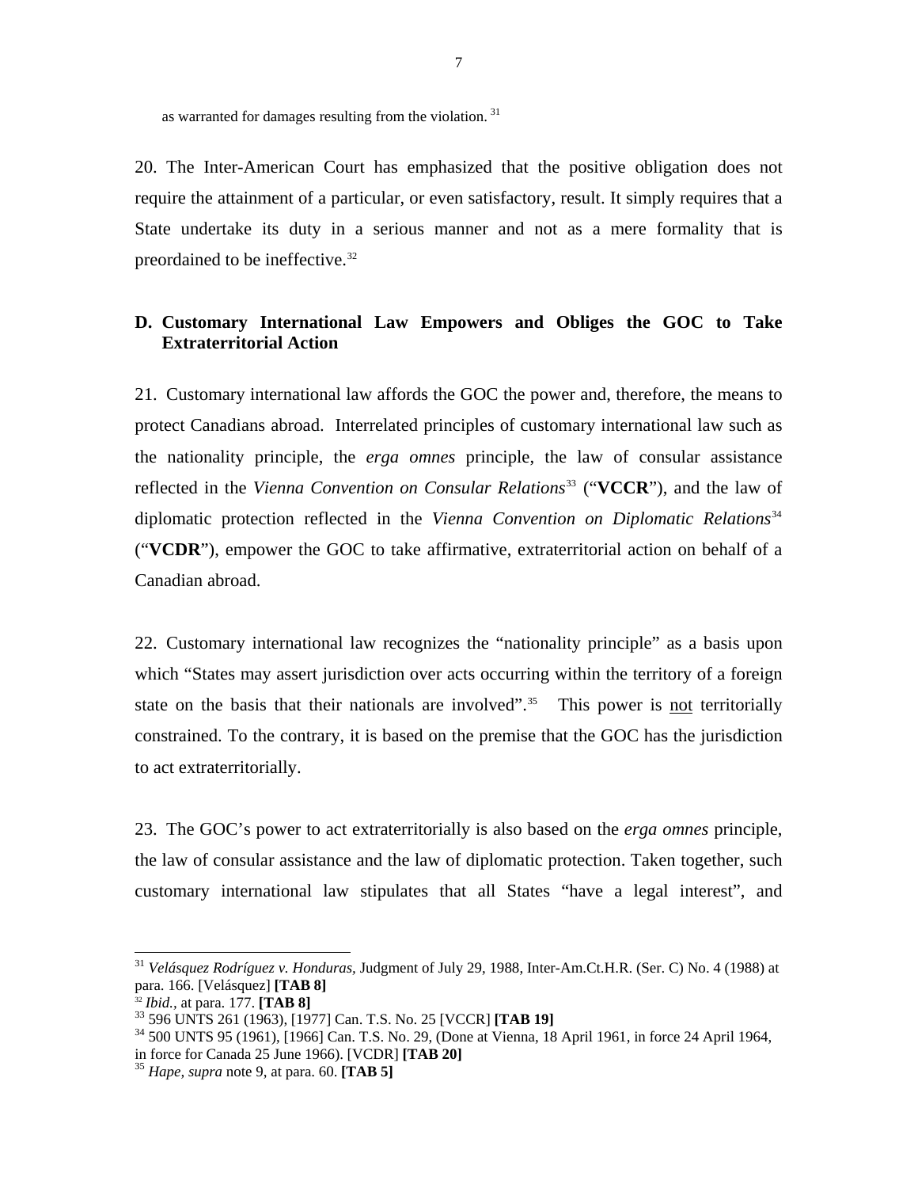as warranted for damages resulting from the violation.[31]

20. The Inter-American Court has emphasized that the positive obligation does not require the attainment of a particular, or even satisfactory, result. It simply requires that a State undertake its duty in a serious manner and not as a mere formality that is preordained to be ineffective.[32]

### D. Customary International Law Empowers and Obliges the GOC to Take Extraterritorial Action

21. Customary international law affords the GOC the power and, therefore, the means to protect Canadians abroad. Interrelated principles of customary international law such as the nationality principle, the *erga omnes* principle, the law of consular assistance reflected in the *Vienna Convention on Consular Relations*[33] ("**VCCR**"), and the law of diplomatic protection reflected in the *Vienna Convention on Diplomatic Relations*[34] ("**VCDR**"), empower the GOC to take affirmative, extraterritorial action on behalf of a Canadian abroad.

22. Customary international law recognizes the "nationality principle" as a basis upon which "States may assert jurisdiction over acts occurring within the territory of a foreign state on the basis that their nationals are involved".[35] This power is <u>not</u> territorially constrained. To the contrary, it is based on the premise that the GOC has the jurisdiction to act extraterritorially.

23. The GOC's power to act extraterritorially is also based on the *erga omnes* principle, the law of consular assistance and the law of diplomatic protection. Taken together, such customary international law stipulates that all States "have a legal interest", and

---

[31] *Velásquez Rodríguez v. Honduras,* Judgment of July 29, 1988, Inter-Am.Ct.H.R. (Ser. C) No. 4 (1988) at para. 166. [Velásquez] **[TAB 8]**
[32] *Ibid.,* at para. 177. **[TAB 8]**
[33] 596 UNTS 261 (1963), [1977] Can. T.S. No. 25 [VCCR] **[TAB 19]**
[34] 500 UNTS 95 (1961), [1966] Can. T.S. No. 29, (Done at Vienna, 18 April 1961, in force 24 April 1964, in force for Canada 25 June 1966). [VCDR] **[TAB 20]**
[35] *Hape, supra* note 9, at para. 60. **[TAB 5]**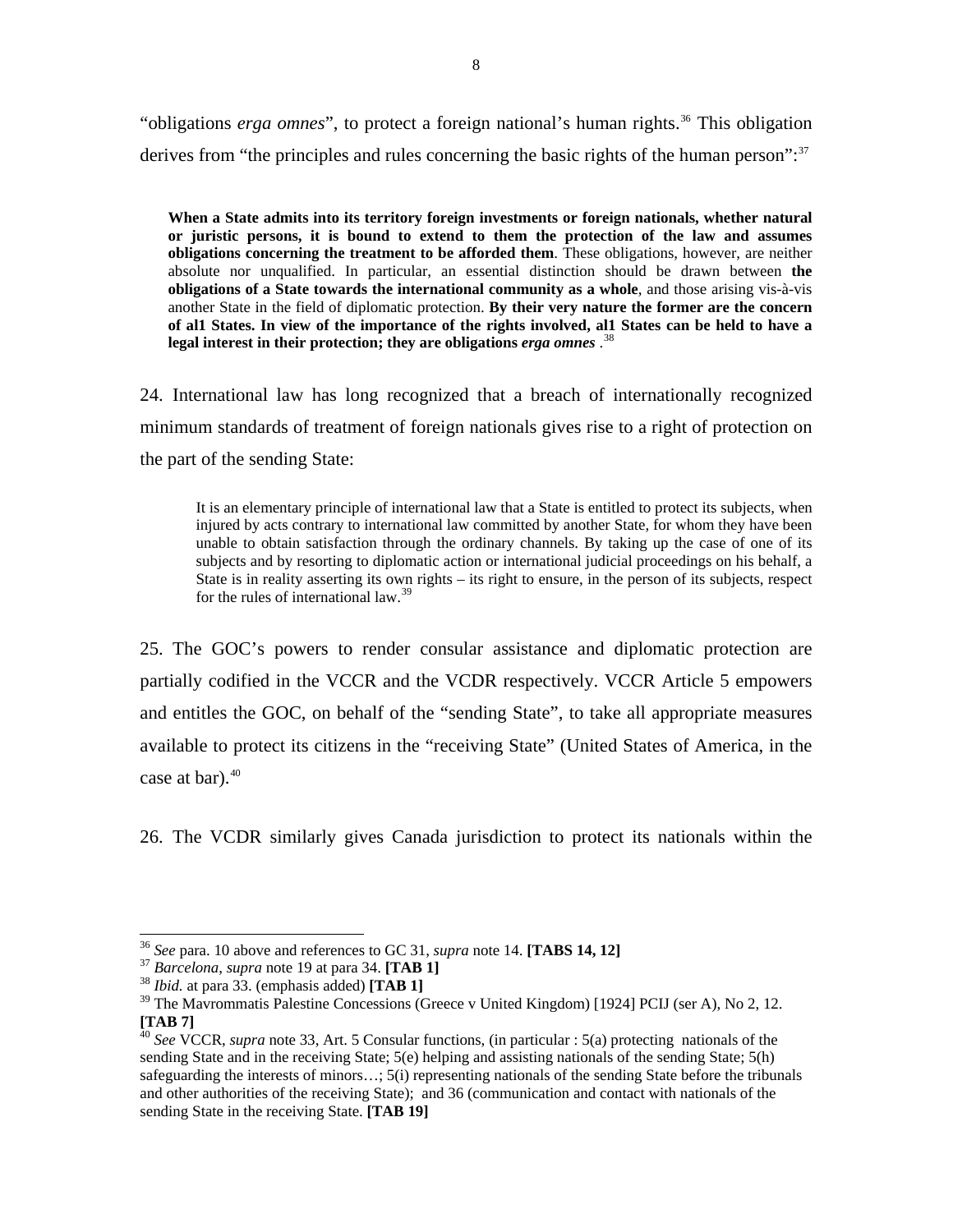"obligations *erga omnes*", to protect a foreign national's human rights.[36] This obligation derives from "the principles and rules concerning the basic rights of the human person":[37]

> **When a State admits into its territory foreign investments or foreign nationals, whether natural or juristic persons, it is bound to extend to them the protection of the law and assumes obligations concerning the treatment to be afforded them**. These obligations, however, are neither absolute nor unqualified. In particular, an essential distinction should be drawn between **the obligations of a State towards the international community as a whole**, and those arising vis-à-vis another State in the field of diplomatic protection. **By their very nature the former are the concern of al1 States. In view of the importance of the rights involved, al1 States can be held to have a legal interest in their protection; they are obligations *erga omnes***.[38]

24. International law has long recognized that a breach of internationally recognized minimum standards of treatment of foreign nationals gives rise to a right of protection on the part of the sending State:

> It is an elementary principle of international law that a State is entitled to protect its subjects, when injured by acts contrary to international law committed by another State, for whom they have been unable to obtain satisfaction through the ordinary channels. By taking up the case of one of its subjects and by resorting to diplomatic action or international judicial proceedings on his behalf, a State is in reality asserting its own rights – its right to ensure, in the person of its subjects, respect for the rules of international law.[39]

25. The GOC's powers to render consular assistance and diplomatic protection are partially codified in the VCCR and the VCDR respectively. VCCR Article 5 empowers and entitles the GOC, on behalf of the "sending State", to take all appropriate measures available to protect its citizens in the "receiving State" (United States of America, in the case at bar).[40]

26. The VCDR similarly gives Canada jurisdiction to protect its nationals within the

---

[36] *See* para. 10 above and references to GC 31, *supra* note 14. **[TABS 14, 12]**

[37] *Barcelona*, *supra* note 19 at para 34. **[TAB 1]**

[38] *Ibid.* at para 33. (emphasis added) **[TAB 1]**

[39] The Mavrommatis Palestine Concessions (Greece v United Kingdom) [1924] PCIJ (ser A), No 2, 12. **[TAB 7]**

[40] *See* VCCR, *supra* note 33, Art. 5 Consular functions, (in particular : 5(a) protecting nationals of the sending State and in the receiving State; 5(e) helping and assisting nationals of the sending State; 5(h) safeguarding the interests of minors…; 5(i) representing nationals of the sending State before the tribunals and other authorities of the receiving State); and 36 (communication and contact with nationals of the sending State in the receiving State. **[TAB 19]**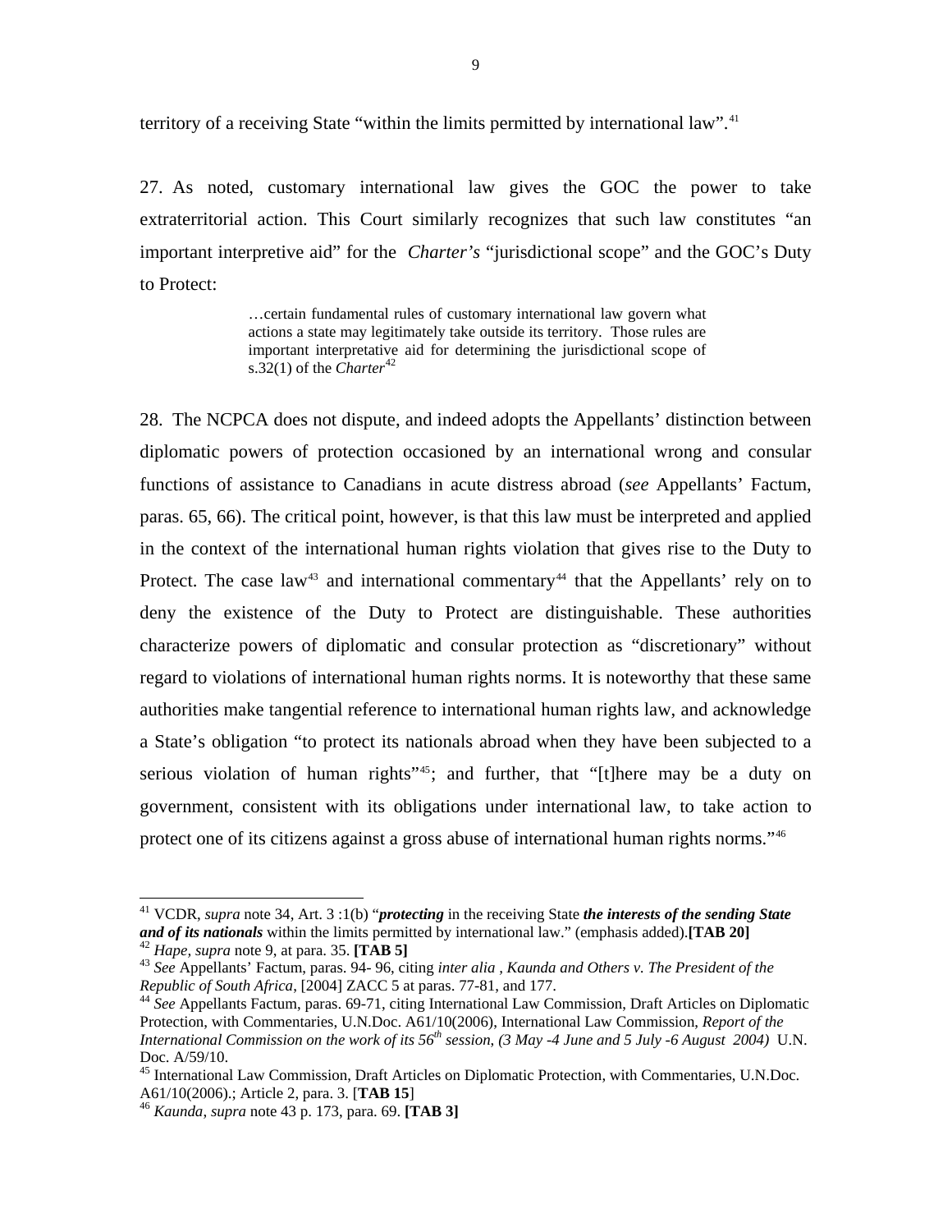territory of a receiving State "within the limits permitted by international law".[41]

27. As noted, customary international law gives the GOC the power to take extraterritorial action. This Court similarly recognizes that such law constitutes "an important interpretive aid" for the *Charter's* "jurisdictional scope" and the GOC's Duty to Protect:

> …certain fundamental rules of customary international law govern what actions a state may legitimately take outside its territory. Those rules are important interpretative aid for determining the jurisdictional scope of s.32(1) of the *Charter*[42]

28. The NCPCA does not dispute, and indeed adopts the Appellants' distinction between diplomatic powers of protection occasioned by an international wrong and consular functions of assistance to Canadians in acute distress abroad (*see* Appellants' Factum, paras. 65, 66). The critical point, however, is that this law must be interpreted and applied in the context of the international human rights violation that gives rise to the Duty to Protect. The case law[43] and international commentary[44] that the Appellants' rely on to deny the existence of the Duty to Protect are distinguishable. These authorities characterize powers of diplomatic and consular protection as "discretionary" without regard to violations of international human rights norms. It is noteworthy that these same authorities make tangential reference to international human rights law, and acknowledge a State's obligation "to protect its nationals abroad when they have been subjected to a serious violation of human rights"[45]; and further, that "[t]here may be a duty on government, consistent with its obligations under international law, to take action to protect one of its citizens against a gross abuse of international human rights norms."[46]

---

[41] VCDR, *supra* note 34, Art. 3 :1(b) "***protecting*** in the receiving State ***the interests of the sending State and of its nationals*** within the limits permitted by international law." (emphasis added).**[TAB 20]**

[42] *Hape*, *supra* note 9, at para. 35. **[TAB 5]**

[43] *See* Appellants' Factum, paras. 94- 96, citing *inter alia , Kaunda and Others v. The President of the Republic of South Africa*, [2004] ZACC 5 at paras. 77-81, and 177.

[44] *See* Appellants Factum, paras. 69-71, citing International Law Commission, Draft Articles on Diplomatic Protection, with Commentaries, U.N.Doc. A61/10(2006), International Law Commission, *Report of the International Commission on the work of its 56th session, (3 May -4 June and 5 July -6 August 2004)* U.N. Doc. A/59/10.

[45] International Law Commission, Draft Articles on Diplomatic Protection, with Commentaries, U.N.Doc. A61/10(2006).; Article 2, para. 3. [**TAB 15**]

[46] *Kaunda*, *supra* note 43 p. 173, para. 69. **[TAB 3]**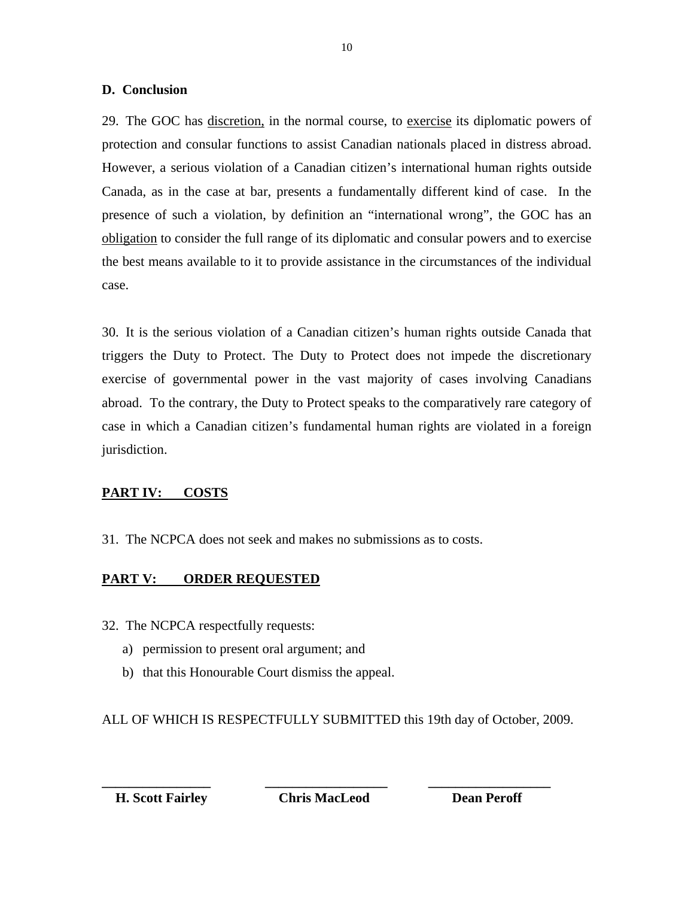### D. Conclusion

29. The GOC has discretion, in the normal course, to exercise its diplomatic powers of protection and consular functions to assist Canadian nationals placed in distress abroad. However, a serious violation of a Canadian citizen's international human rights outside Canada, as in the case at bar, presents a fundamentally different kind of case. In the presence of such a violation, by definition an "international wrong", the GOC has an obligation to consider the full range of its diplomatic and consular powers and to exercise the best means available to it to provide assistance in the circumstances of the individual case.

30. It is the serious violation of a Canadian citizen's human rights outside Canada that triggers the Duty to Protect. The Duty to Protect does not impede the discretionary exercise of governmental power in the vast majority of cases involving Canadians abroad. To the contrary, the Duty to Protect speaks to the comparatively rare category of case in which a Canadian citizen's fundamental human rights are violated in a foreign jurisdiction.

## PART IV: COSTS

31. The NCPCA does not seek and makes no submissions as to costs.

## PART V: ORDER REQUESTED

32. The NCPCA respectfully requests:

a) permission to present oral argument; and

b) that this Honourable Court dismiss the appeal.

ALL OF WHICH IS RESPECTFULLY SUBMITTED this 19th day of October, 2009.

| \_\_\_\_\_\_\_\_\_\_\_\_\_\_\_\_ | \_\_\_\_\_\_\_\_\_\_\_\_\_\_\_\_ | \_\_\_\_\_\_\_\_\_\_\_\_\_\_\_\_ |
|---|---|---|
| **H. Scott Fairley** | **Chris MacLeod** | **Dean Peroff** |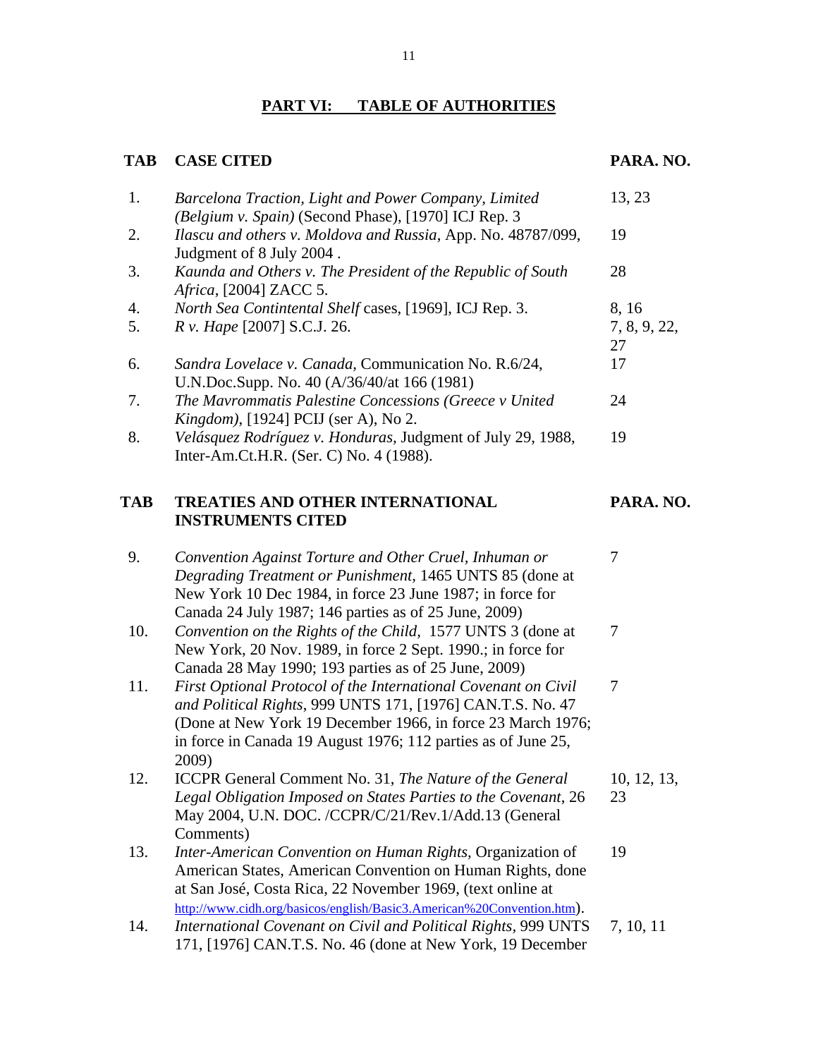## PART VI: TABLE OF AUTHORITIES

| TAB | CASE CITED | PARA. NO. |
|---|---|---|
| 1. | *Barcelona Traction, Light and Power Company, Limited (Belgium v. Spain)* (Second Phase), [1970] ICJ Rep. 3 | 13, 23 |
| 2. | *Ilascu and others v. Moldova and Russia*, App. No. 48787/099, Judgment of 8 July 2004 . | 19 |
| 3. | *Kaunda and Others v. The President of the Republic of South Africa*, [2004] ZACC 5. | 28 |
| 4. | *North Sea Contintental Shelf* cases, [1969], ICJ Rep. 3. | 8, 16 |
| 5. | *R v. Hape* [2007] S.C.J. 26. | 7, 8, 9, 22, 27 |
| 6. | *Sandra Lovelace v. Canada*, Communication No. R.6/24, U.N.Doc.Supp. No. 40 (A/36/40/at 166 (1981) | 17 |
| 7. | *The Mavrommatis Palestine Concessions (Greece v United Kingdom)*, [1924] PCIJ (ser A), No 2. | 24 |
| 8. | *Velásquez Rodríguez v. Honduras*, Judgment of July 29, 1988, Inter-Am.Ct.H.R. (Ser. C) No. 4 (1988). | 19 |

| TAB | TREATIES AND OTHER INTERNATIONAL INSTRUMENTS CITED | PARA. NO. |
|---|---|---|
| 9. | *Convention Against Torture and Other Cruel, Inhuman or Degrading Treatment or Punishment*, 1465 UNTS 85 (done at New York 10 Dec 1984, in force 23 June 1987; in force for Canada 24 July 1987; 146 parties as of 25 June, 2009) | 7 |
| 10. | *Convention on the Rights of the Child*, 1577 UNTS 3 (done at New York, 20 Nov. 1989, in force 2 Sept. 1990.; in force for Canada 28 May 1990; 193 parties as of 25 June, 2009) | 7 |
| 11. | *First Optional Protocol of the International Covenant on Civil and Political Rights*, 999 UNTS 171, [1976] CAN.T.S. No. 47 (Done at New York 19 December 1966, in force 23 March 1976; in force in Canada 19 August 1976; 112 parties as of June 25, 2009) | 7 |
| 12. | ICCPR General Comment No. 31, *The Nature of the General Legal Obligation Imposed on States Parties to the Covenant*, 26 May 2004, U.N. DOC. /CCPR/C/21/Rev.1/Add.13 (General Comments) | 10, 12, 13, 23 |
| 13. | *Inter-American Convention on Human Rights*, Organization of American States, American Convention on Human Rights, done at San José, Costa Rica, 22 November 1969, (text online at http://www.cidh.org/basicos/english/Basic3.American%20Convention.htm). | 19 |
| 14. | *International Covenant on Civil and Political Rights*, 999 UNTS 171, [1976] CAN.T.S. No. 46 (done at New York, 19 December | 7, 10, 11 |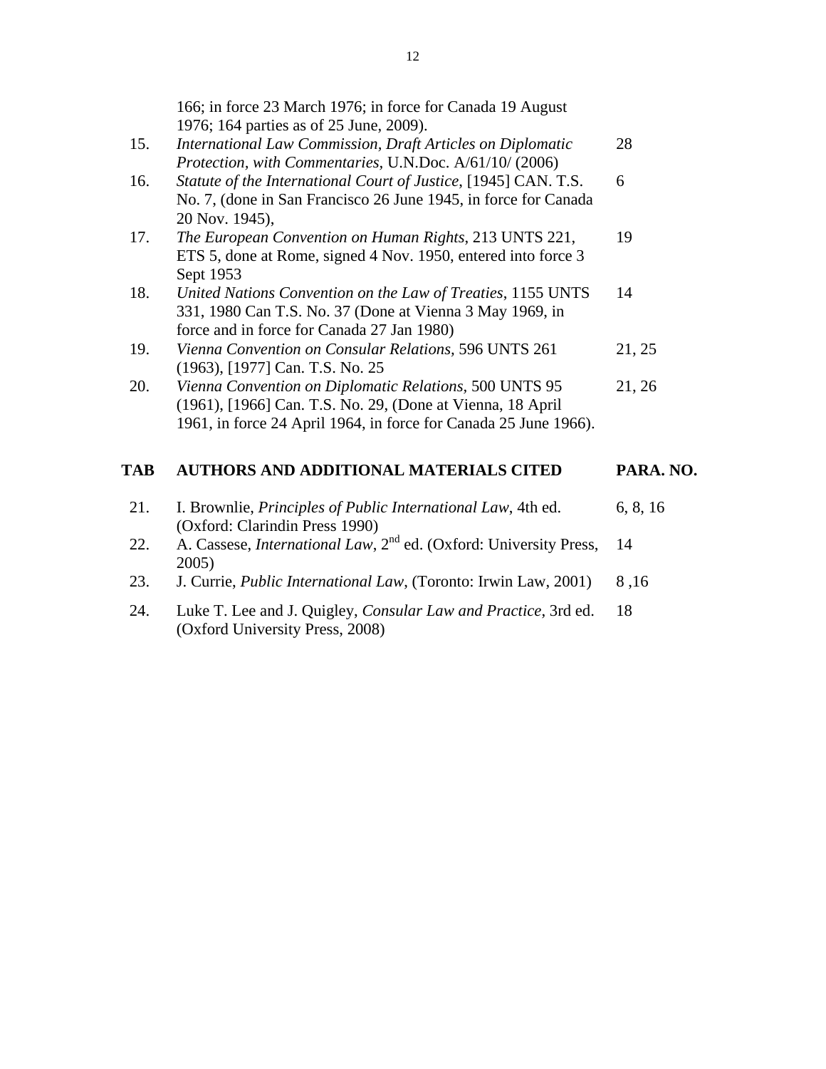| | | |
|---|---|---|
| | 166; in force 23 March 1976; in force for Canada 19 August 1976; 164 parties as of 25 June, 2009). | |
| 15. | *International Law Commission, Draft Articles on Diplomatic Protection, with Commentaries*, U.N.Doc. A/61/10/ (2006) | 28 |
| 16. | *Statute of the International Court of Justice*, [1945] CAN. T.S. No. 7, (done in San Francisco 26 June 1945, in force for Canada 20 Nov. 1945), | 6 |
| 17. | *The European Convention on Human Rights*, 213 UNTS 221, ETS 5, done at Rome, signed 4 Nov. 1950, entered into force 3 Sept 1953 | 19 |
| 18. | *United Nations Convention on the Law of Treaties*, 1155 UNTS 331, 1980 Can T.S. No. 37 (Done at Vienna 3 May 1969, in force and in force for Canada 27 Jan 1980) | 14 |
| 19. | *Vienna Convention on Consular Relations*, 596 UNTS 261 (1963), [1977] Can. T.S. No. 25 | 21, 25 |
| 20. | *Vienna Convention on Diplomatic Relations*, 500 UNTS 95 (1961), [1966] Can. T.S. No. 29, (Done at Vienna, 18 April 1961, in force 24 April 1964, in force for Canada 25 June 1966). | 21, 26 |

| TAB | AUTHORS AND ADDITIONAL MATERIALS CITED | PARA. NO. |
|---|---|---|
| 21. | I. Brownlie, *Principles of Public International Law*, 4th ed. (Oxford: Clarindin Press 1990) | 6, 8, 16 |
| 22. | A. Cassese, *International Law*, 2nd ed. (Oxford: University Press, 2005) | 14 |
| 23. | J. Currie, *Public International Law*, (Toronto: Irwin Law, 2001) | 8 ,16 |
| 24. | Luke T. Lee and J. Quigley, *Consular Law and Practice*, 3rd ed. (Oxford University Press, 2008) | 18 |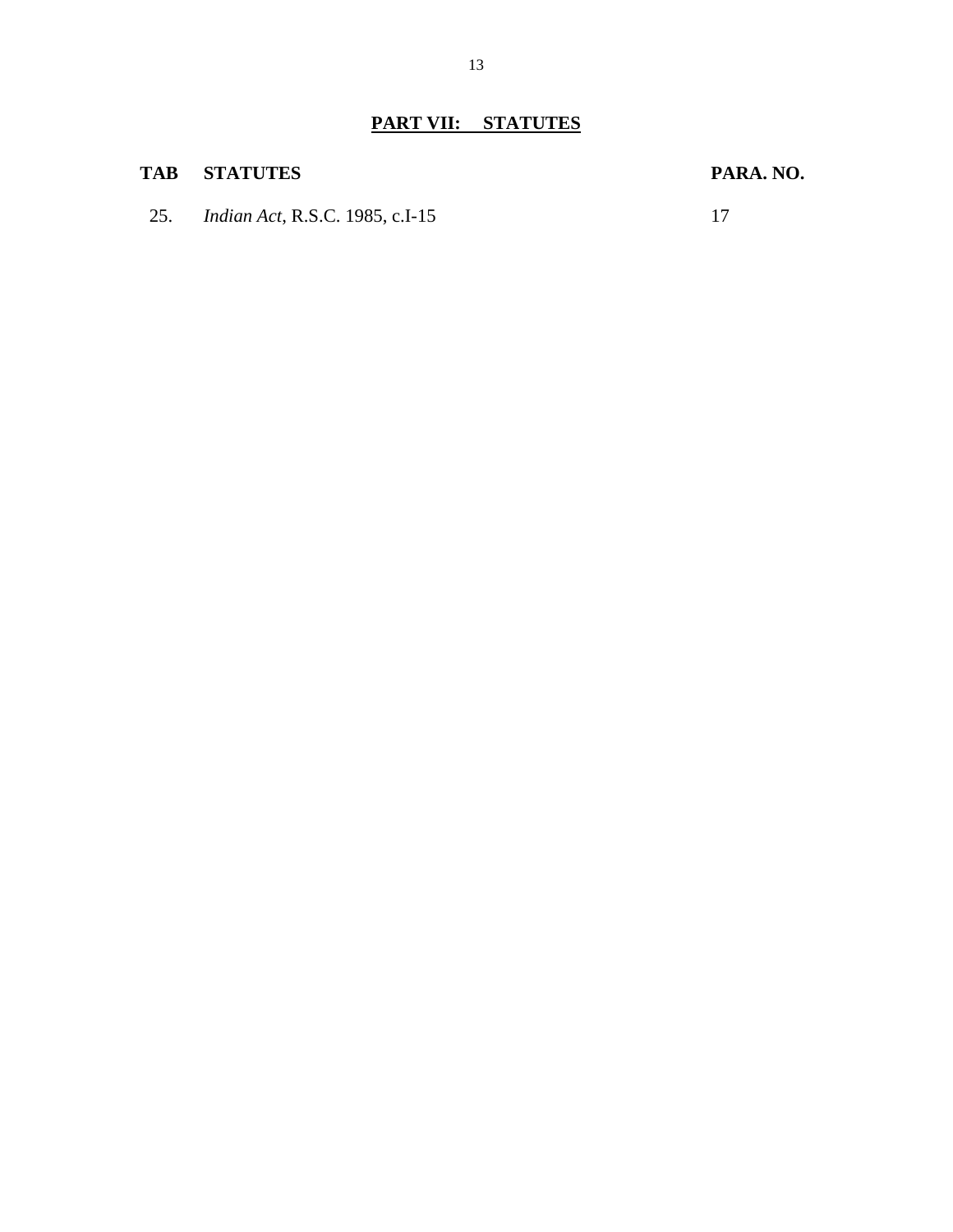## PART VII: STATUTES

| TAB | STATUTES | PARA. NO. |
| --- | --- | --- |
| 25. | *Indian Act*, R.S.C. 1985, c.I-15 | 17 |